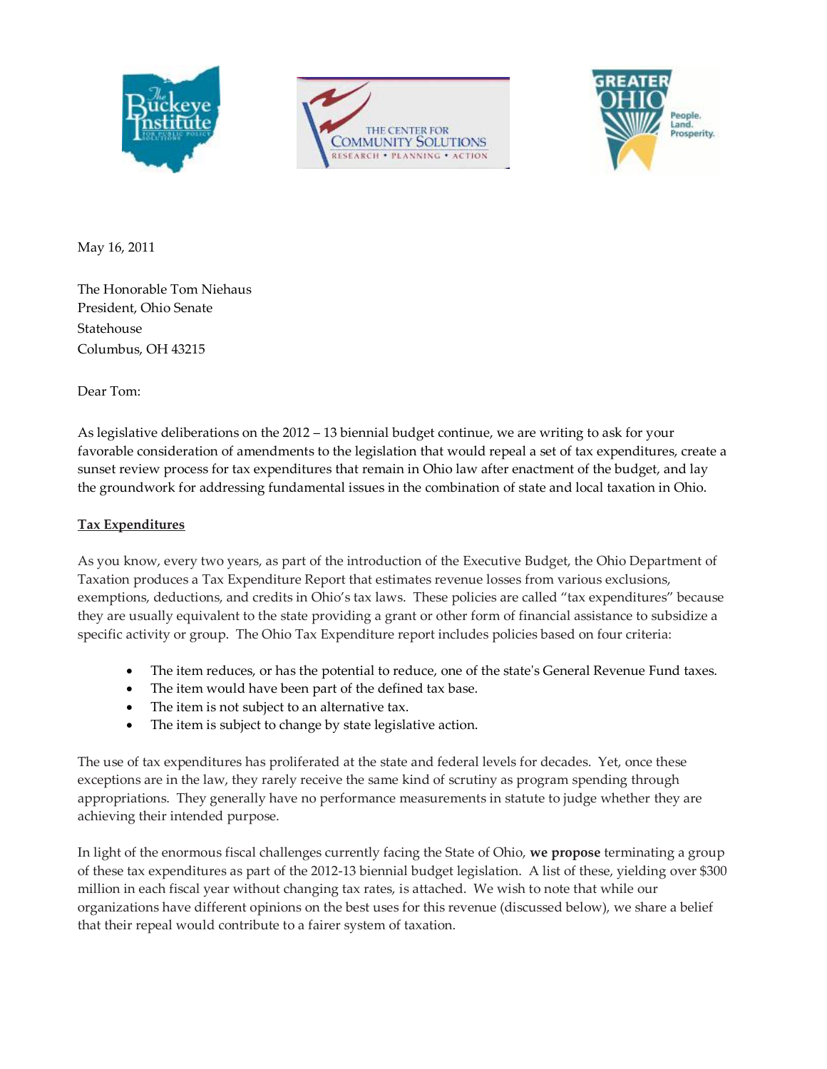May 16, 2011

The Honorable Tom Niehaus
President, Ohio Senate
Statehouse
Columbus, OH 43215

Dear Tom:

As legislative deliberations on the 2012 – 13 biennial budget continue, we are writing to ask for your favorable consideration of amendments to the legislation that would repeal a set of tax expenditures, create a sunset review process for tax expenditures that remain in Ohio law after enactment of the budget, and lay the groundwork for addressing fundamental issues in the combination of state and local taxation in Ohio.

**Tax Expenditures**

As you know, every two years, as part of the introduction of the Executive Budget, the Ohio Department of Taxation produces a Tax Expenditure Report that estimates revenue losses from various exclusions, exemptions, deductions, and credits in Ohio's tax laws. These policies are called "tax expenditures" because they are usually equivalent to the state providing a grant or other form of financial assistance to subsidize a specific activity or group. The Ohio Tax Expenditure report includes policies based on four criteria:

- The item reduces, or has the potential to reduce, one of the state's General Revenue Fund taxes.
- The item would have been part of the defined tax base.
- The item is not subject to an alternative tax.
- The item is subject to change by state legislative action.

The use of tax expenditures has proliferated at the state and federal levels for decades. Yet, once these exceptions are in the law, they rarely receive the same kind of scrutiny as program spending through appropriations. They generally have no performance measurements in statute to judge whether they are achieving their intended purpose.

In light of the enormous fiscal challenges currently facing the State of Ohio, **we propose** terminating a group of these tax expenditures as part of the 2012-13 biennial budget legislation. A list of these, yielding over $300 million in each fiscal year without changing tax rates, is attached. We wish to note that while our organizations have different opinions on the best uses for this revenue (discussed below), we share a belief that their repeal would contribute to a fairer system of taxation.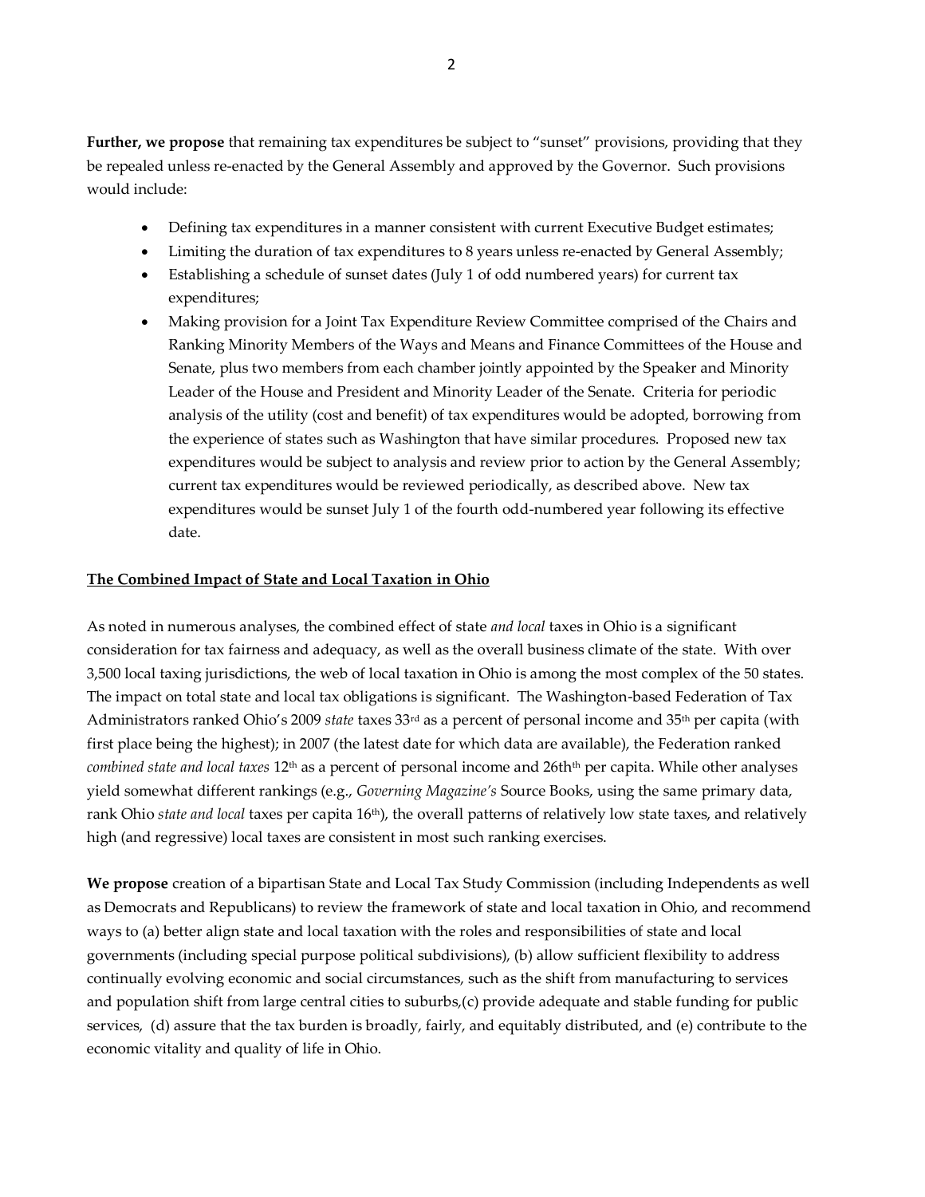**Further, we propose** that remaining tax expenditures be subject to "sunset" provisions, providing that they be repealed unless re-enacted by the General Assembly and approved by the Governor. Such provisions would include:

- Defining tax expenditures in a manner consistent with current Executive Budget estimates;
- Limiting the duration of tax expenditures to 8 years unless re-enacted by General Assembly;
- Establishing a schedule of sunset dates (July 1 of odd numbered years) for current tax expenditures;
- Making provision for a Joint Tax Expenditure Review Committee comprised of the Chairs and Ranking Minority Members of the Ways and Means and Finance Committees of the House and Senate, plus two members from each chamber jointly appointed by the Speaker and Minority Leader of the House and President and Minority Leader of the Senate. Criteria for periodic analysis of the utility (cost and benefit) of tax expenditures would be adopted, borrowing from the experience of states such as Washington that have similar procedures. Proposed new tax expenditures would be subject to analysis and review prior to action by the General Assembly; current tax expenditures would be reviewed periodically, as described above. New tax expenditures would be sunset July 1 of the fourth odd-numbered year following its effective date.

<u>**The Combined Impact of State and Local Taxation in Ohio**</u>

As noted in numerous analyses, the combined effect of state *and local* taxes in Ohio is a significant consideration for tax fairness and adequacy, as well as the overall business climate of the state. With over 3,500 local taxing jurisdictions, the web of local taxation in Ohio is among the most complex of the 50 states. The impact on total state and local tax obligations is significant. The Washington-based Federation of Tax Administrators ranked Ohio's 2009 *state* taxes 33rd as a percent of personal income and 35th per capita (with first place being the highest); in 2007 (the latest date for which data are available), the Federation ranked *combined state and local taxes* 12th as a percent of personal income and 26thth per capita. While other analyses yield somewhat different rankings (e.g., *Governing Magazine's* Source Books, using the same primary data, rank Ohio *state and local* taxes per capita 16th), the overall patterns of relatively low state taxes, and relatively high (and regressive) local taxes are consistent in most such ranking exercises.

**We propose** creation of a bipartisan State and Local Tax Study Commission (including Independents as well as Democrats and Republicans) to review the framework of state and local taxation in Ohio, and recommend ways to (a) better align state and local taxation with the roles and responsibilities of state and local governments (including special purpose political subdivisions), (b) allow sufficient flexibility to address continually evolving economic and social circumstances, such as the shift from manufacturing to services and population shift from large central cities to suburbs,(c) provide adequate and stable funding for public services, (d) assure that the tax burden is broadly, fairly, and equitably distributed, and (e) contribute to the economic vitality and quality of life in Ohio.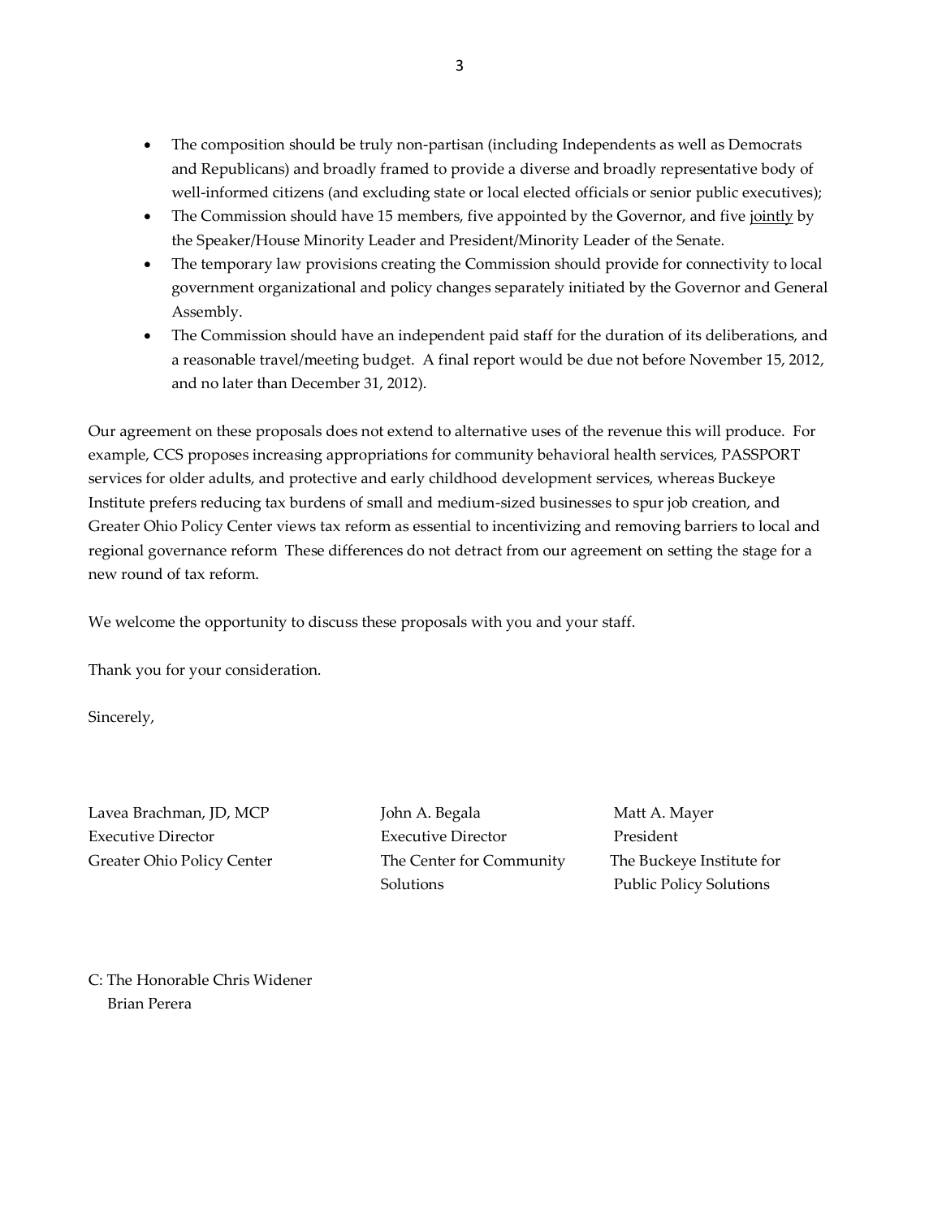- The composition should be truly non-partisan (including Independents as well as Democrats and Republicans) and broadly framed to provide a diverse and broadly representative body of well-informed citizens (and excluding state or local elected officials or senior public executives);
- The Commission should have 15 members, five appointed by the Governor, and five jointly by the Speaker/House Minority Leader and President/Minority Leader of the Senate.
- The temporary law provisions creating the Commission should provide for connectivity to local government organizational and policy changes separately initiated by the Governor and General Assembly.
- The Commission should have an independent paid staff for the duration of its deliberations, and a reasonable travel/meeting budget. A final report would be due not before November 15, 2012, and no later than December 31, 2012).

Our agreement on these proposals does not extend to alternative uses of the revenue this will produce. For example, CCS proposes increasing appropriations for community behavioral health services, PASSPORT services for older adults, and protective and early childhood development services, whereas Buckeye Institute prefers reducing tax burdens of small and medium-sized businesses to spur job creation, and Greater Ohio Policy Center views tax reform as essential to incentivizing and removing barriers to local and regional governance reform These differences do not detract from our agreement on setting the stage for a new round of tax reform.

We welcome the opportunity to discuss these proposals with you and your staff.

Thank you for your consideration.

Sincerely,

Lavea Brachman, JD, MCP
Executive Director
Greater Ohio Policy Center

John A. Begala
Executive Director
The Center for Community Solutions

Matt A. Mayer
President
The Buckeye Institute for Public Policy Solutions

C: The Honorable Chris Widener
Brian Perera